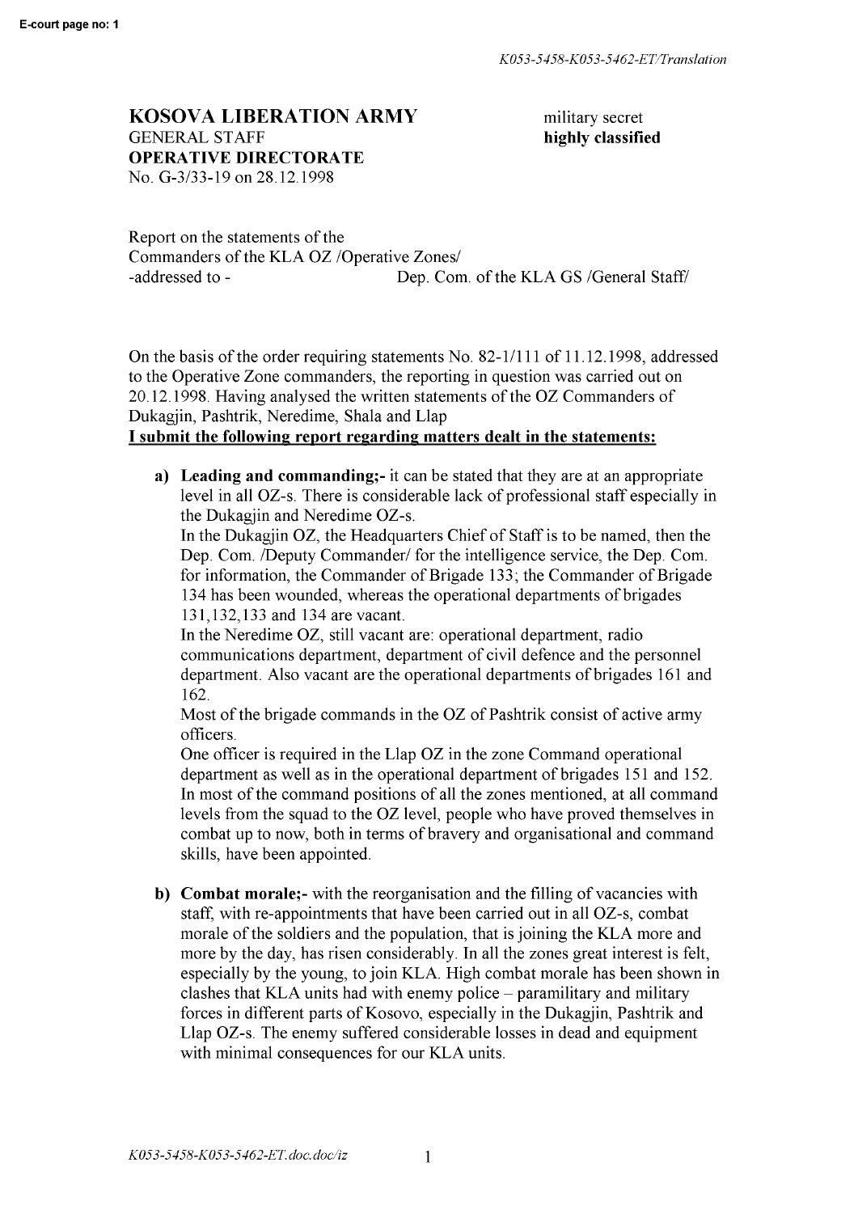**KOSOVA LIBERATION ARMY**
GENERAL STAFF
**OPERATIVE DIRECTORATE**
No. G-3/33-19 on 28.12.1998

military secret
**highly classified**

Report on the statements of the
Commanders of the KLA OZ /Operative Zones/
-addressed to - Dep. Com. of the KLA GS /General Staff/

On the basis of the order requiring statements No. 82-1/111 of 11.12.1998, addressed to the Operative Zone commanders, the reporting in question was carried out on 20.12.1998. Having analysed the written statements of the OZ Commanders of Dukagjin, Pashtrik, Neredime, Shala and Llap

**<u>I submit the following report regarding matters dealt in the statements:</u>**

a) **Leading and commanding;-** it can be stated that they are at an appropriate level in all OZ-s. There is considerable lack of professional staff especially in the Dukagjin and Neredime OZ-s.
In the Dukagjin OZ, the Headquarters Chief of Staff is to be named, then the Dep. Com. /Deputy Commander/ for the intelligence service, the Dep. Com. for information, the Commander of Brigade 133; the Commander of Brigade 134 has been wounded, whereas the operational departments of brigades 131,132,133 and 134 are vacant.
In the Neredime OZ, still vacant are: operational department, radio communications department, department of civil defence and the personnel department. Also vacant are the operational departments of brigades 161 and 162.
Most of the brigade commands in the OZ of Pashtrik consist of active army officers.
One officer is required in the Llap OZ in the zone Command operational department as well as in the operational department of brigades 151 and 152.
In most of the command positions of all the zones mentioned, at all command levels from the squad to the OZ level, people who have proved themselves in combat up to now, both in terms of bravery and organisational and command skills, have been appointed.

b) **Combat morale;-** with the reorganisation and the filling of vacancies with staff, with re-appointments that have been carried out in all OZ-s, combat morale of the soldiers and the population, that is joining the KLA more and more by the day, has risen considerably. In all the zones great interest is felt, especially by the young, to join KLA. High combat morale has been shown in clashes that KLA units had with enemy police – paramilitary and military forces in different parts of Kosovo, especially in the Dukagjin, Pashtrik and Llap OZ-s. The enemy suffered considerable losses in dead and equipment with minimal consequences for our KLA units.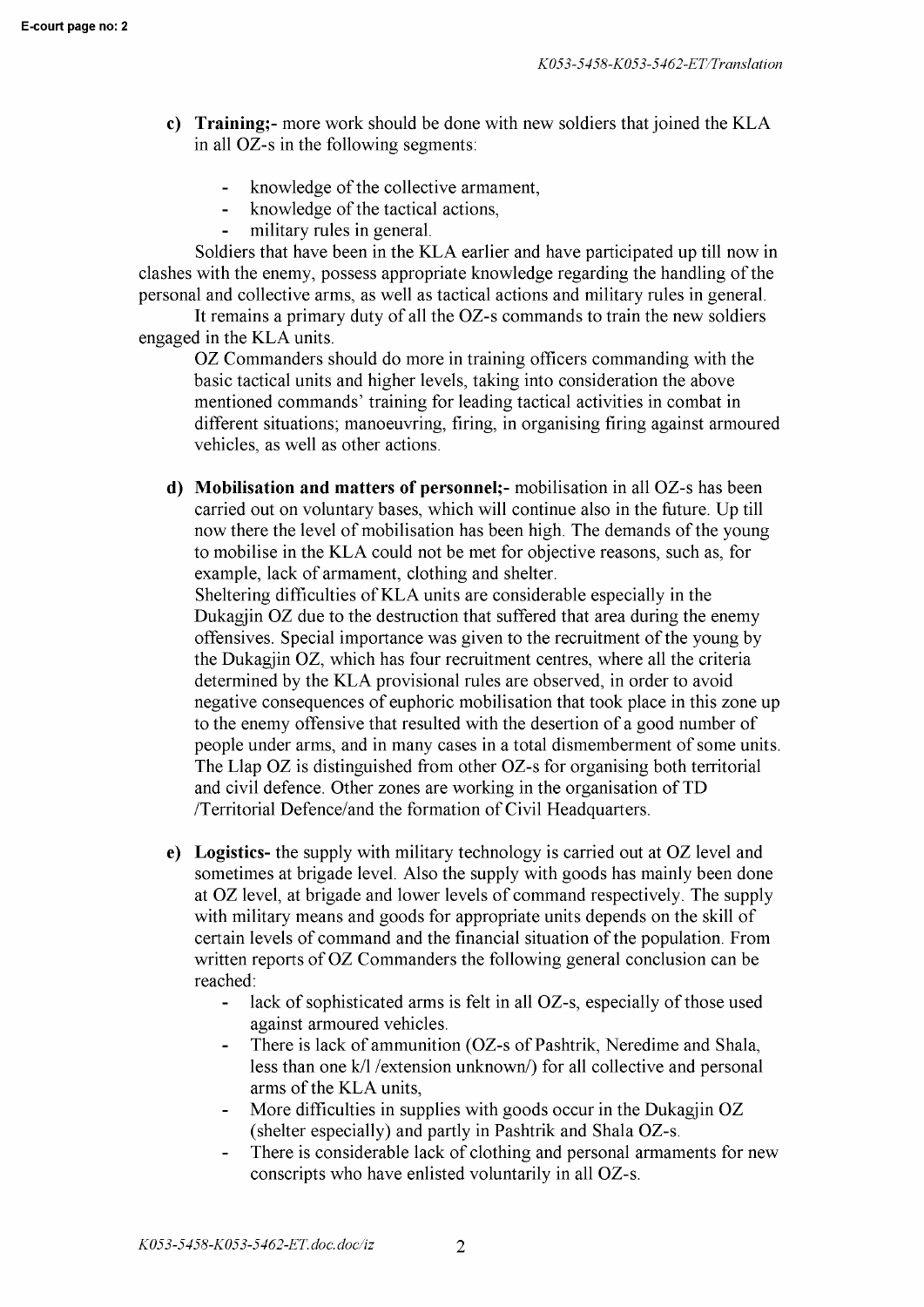c) **Training;-** more work should be done with new soldiers that joined the KLA in all OZ-s in the following segments:

- knowledge of the collective armament,
- knowledge of the tactical actions,
- military rules in general.

Soldiers that have been in the KLA earlier and have participated up till now in clashes with the enemy, possess appropriate knowledge regarding the handling of the personal and collective arms, as well as tactical actions and military rules in general.

It remains a primary duty of all the OZ-s commands to train the new soldiers engaged in the KLA units.

OZ Commanders should do more in training officers commanding with the basic tactical units and higher levels, taking into consideration the above mentioned commands' training for leading tactical activities in combat in different situations; manoeuvring, firing, in organising firing against armoured vehicles, as well as other actions.

d) **Mobilisation and matters of personnel;-** mobilisation in all OZ-s has been carried out on voluntary bases, which will continue also in the future. Up till now there the level of mobilisation has been high. The demands of the young to mobilise in the KLA could not be met for objective reasons, such as, for example, lack of armament, clothing and shelter.
Sheltering difficulties of KLA units are considerable especially in the Dukagjin OZ due to the destruction that suffered that area during the enemy offensives. Special importance was given to the recruitment of the young by the Dukagjin OZ, which has four recruitment centres, where all the criteria determined by the KLA provisional rules are observed, in order to avoid negative consequences of euphoric mobilisation that took place in this zone up to the enemy offensive that resulted with the desertion of a good number of people under arms, and in many cases in a total dismemberment of some units.
The Llap OZ is distinguished from other OZ-s for organising both territorial and civil defence. Other zones are working in the organisation of TD /Territorial Defence/and the formation of Civil Headquarters.

e) **Logistics-** the supply with military technology is carried out at OZ level and sometimes at brigade level. Also the supply with goods has mainly been done at OZ level, at brigade and lower levels of command respectively. The supply with military means and goods for appropriate units depends on the skill of certain levels of command and the financial situation of the population. From written reports of OZ Commanders the following general conclusion can be reached:

- lack of sophisticated arms is felt in all OZ-s, especially of those used against armoured vehicles.
- There is lack of ammunition (OZ-s of Pashtrik, Neredime and Shala, less than one k/l /extension unknown/) for all collective and personal arms of the KLA units,
- More difficulties in supplies with goods occur in the Dukagjin OZ (shelter especially) and partly in Pashtrik and Shala OZ-s.
- There is considerable lack of clothing and personal armaments for new conscripts who have enlisted voluntarily in all OZ-s.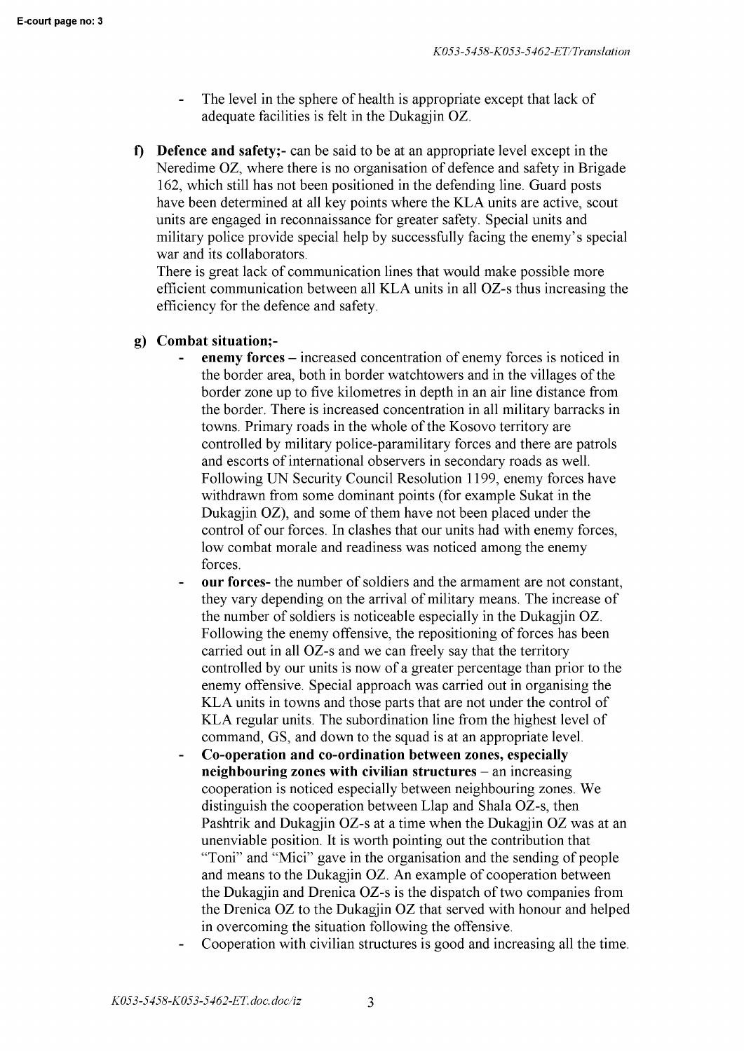- The level in the sphere of health is appropriate except that lack of adequate facilities is felt in the Dukagjin OZ.

f) **Defence and safety;-** can be said to be at an appropriate level except in the Neredime OZ, where there is no organisation of defence and safety in Brigade 162, which still has not been positioned in the defending line. Guard posts have been determined at all key points where the KLA units are active, scout units are engaged in reconnaissance for greater safety. Special units and military police provide special help by successfully facing the enemy's special war and its collaborators.
There is great lack of communication lines that would make possible more efficient communication between all KLA units in all OZ-s thus increasing the efficiency for the defence and safety.

g) **Combat situation;-**

- **enemy forces** – increased concentration of enemy forces is noticed in the border area, both in border watchtowers and in the villages of the border zone up to five kilometres in depth in an air line distance from the border. There is increased concentration in all military barracks in towns. Primary roads in the whole of the Kosovo territory are controlled by military police-paramilitary forces and there are patrols and escorts of international observers in secondary roads as well. Following UN Security Council Resolution 1199, enemy forces have withdrawn from some dominant points (for example Sukat in the Dukagjin OZ), and some of them have not been placed under the control of our forces. In clashes that our units had with enemy forces, low combat morale and readiness was noticed among the enemy forces.
- **our forces**- the number of soldiers and the armament are not constant, they vary depending on the arrival of military means. The increase of the number of soldiers is noticeable especially in the Dukagjin OZ. Following the enemy offensive, the repositioning of forces has been carried out in all OZ-s and we can freely say that the territory controlled by our units is now of a greater percentage than prior to the enemy offensive. Special approach was carried out in organising the KLA units in towns and those parts that are not under the control of KLA regular units. The subordination line from the highest level of command, GS, and down to the squad is at an appropriate level.
- **Co-operation and co-ordination between zones, especially neighbouring zones with civilian structures** – an increasing cooperation is noticed especially between neighbouring zones. We distinguish the cooperation between Llap and Shala OZ-s, then Pashtrik and Dukagjin OZ-s at a time when the Dukagjin OZ was at an unenviable position. It is worth pointing out the contribution that "Toni" and "Mici" gave in the organisation and the sending of people and means to the Dukagjin OZ. An example of cooperation between the Dukagjin and Drenica OZ-s is the dispatch of two companies from the Drenica OZ to the Dukagjin OZ that served with honour and helped in overcoming the situation following the offensive.
- Cooperation with civilian structures is good and increasing all the time.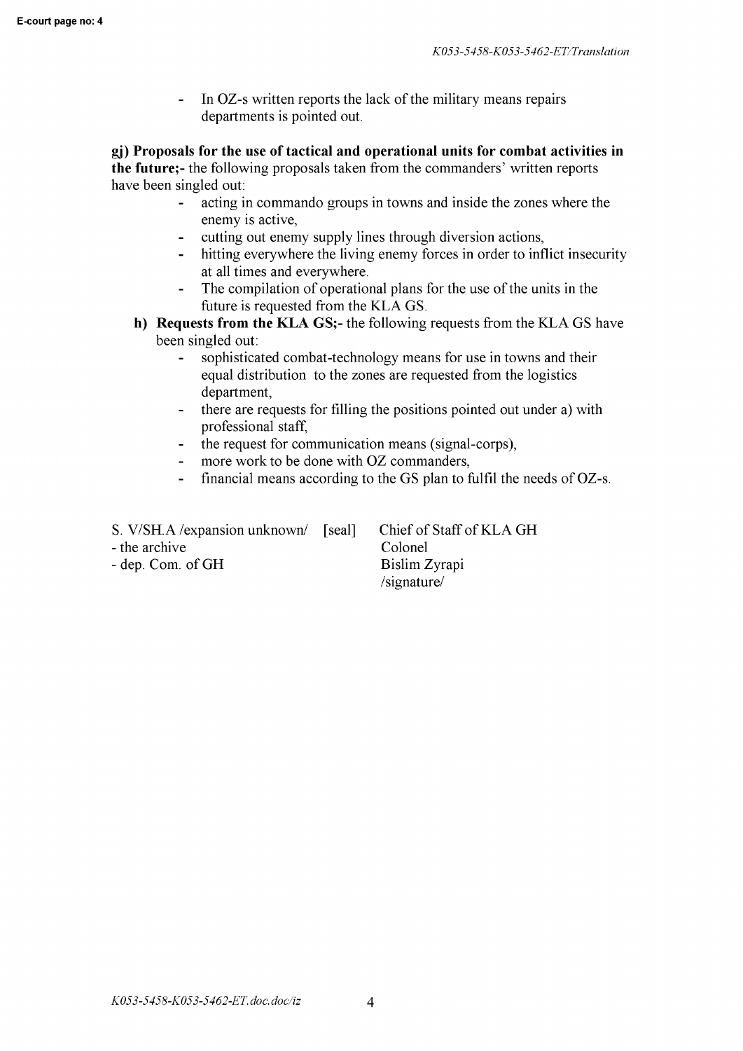- In OZ-s written reports the lack of the military means repairs departments is pointed out.

**gj) Proposals for the use of tactical and operational units for combat activities in the future;-** the following proposals taken from the commanders' written reports have been singled out:

- acting in commando groups in towns and inside the zones where the enemy is active,
- cutting out enemy supply lines through diversion actions,
- hitting everywhere the living enemy forces in order to inflict insecurity at all times and everywhere.
- The compilation of operational plans for the use of the units in the future is requested from the KLA GS.

**h) Requests from the KLA GS;-** the following requests from the KLA GS have been singled out:

- sophisticated combat-technology means for use in towns and their equal distribution to the zones are requested from the logistics department,
- there are requests for filling the positions pointed out under a) with professional staff,
- the request for communication means (signal-corps),
- more work to be done with OZ commanders,
- financial means according to the GS plan to fulfil the needs of OZ-s.

S. V/SH.A /expansion unknown/ [seal]
- the archive
- dep. Com. of GH

Chief of Staff of KLA GH
Colonel
Bislim Zyrapi
/signature/